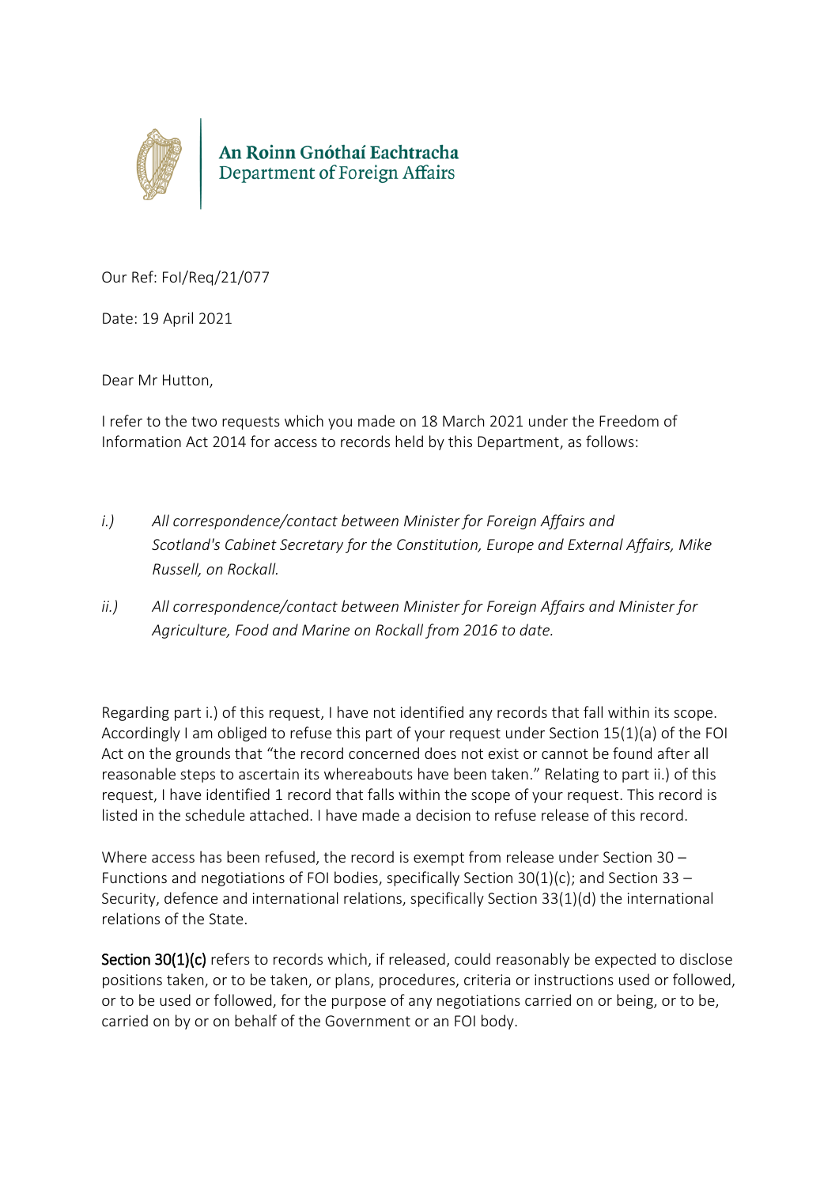An Roinn Gnóthaí Eachtracha
Department of Foreign Affairs

Our Ref: FoI/Req/21/077

Date: 19 April 2021

Dear Mr Hutton,

I refer to the two requests which you made on 18 March 2021 under the Freedom of Information Act 2014 for access to records held by this Department, as follows:

i.) *All correspondence/contact between Minister for Foreign Affairs and Scotland's Cabinet Secretary for the Constitution, Europe and External Affairs, Mike Russell, on Rockall.*

ii.) *All correspondence/contact between Minister for Foreign Affairs and Minister for Agriculture, Food and Marine on Rockall from 2016 to date.*

Regarding part i.) of this request, I have not identified any records that fall within its scope. Accordingly I am obliged to refuse this part of your request under Section 15(1)(a) of the FOI Act on the grounds that "the record concerned does not exist or cannot be found after all reasonable steps to ascertain its whereabouts have been taken." Relating to part ii.) of this request, I have identified 1 record that falls within the scope of your request. This record is listed in the schedule attached. I have made a decision to refuse release of this record.

Where access has been refused, the record is exempt from release under Section 30 – Functions and negotiations of FOI bodies, specifically Section 30(1)(c); and Section 33 – Security, defence and international relations, specifically Section 33(1)(d) the international relations of the State.

**Section 30(1)(c)** refers to records which, if released, could reasonably be expected to disclose positions taken, or to be taken, or plans, procedures, criteria or instructions used or followed, or to be used or followed, for the purpose of any negotiations carried on or being, or to be, carried on by or on behalf of the Government or an FOI body.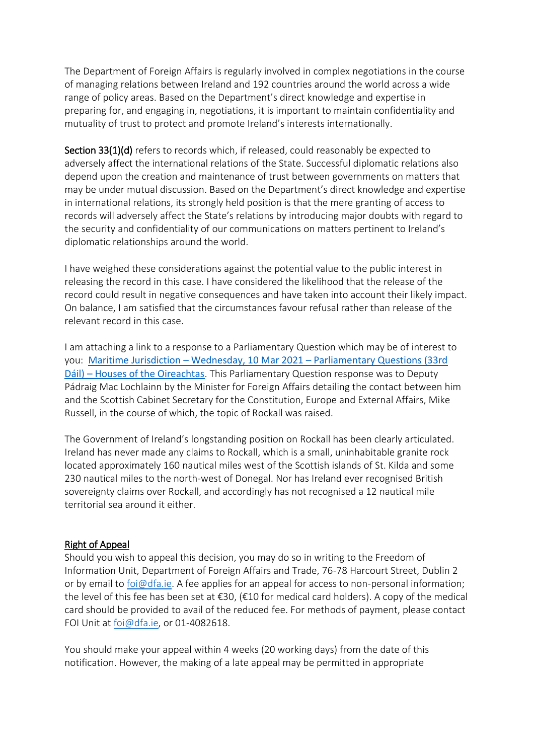The Department of Foreign Affairs is regularly involved in complex negotiations in the course of managing relations between Ireland and 192 countries around the world across a wide range of policy areas. Based on the Department's direct knowledge and expertise in preparing for, and engaging in, negotiations, it is important to maintain confidentiality and mutuality of trust to protect and promote Ireland's interests internationally.

**Section 33(1)(d)** refers to records which, if released, could reasonably be expected to adversely affect the international relations of the State. Successful diplomatic relations also depend upon the creation and maintenance of trust between governments on matters that may be under mutual discussion. Based on the Department's direct knowledge and expertise in international relations, its strongly held position is that the mere granting of access to records will adversely affect the State's relations by introducing major doubts with regard to the security and confidentiality of our communications on matters pertinent to Ireland's diplomatic relationships around the world.

I have weighed these considerations against the potential value to the public interest in releasing the record in this case. I have considered the likelihood that the release of the record could result in negative consequences and have taken into account their likely impact. On balance, I am satisfied that the circumstances favour refusal rather than release of the relevant record in this case.

I am attaching a link to a response to a Parliamentary Question which may be of interest to you: [Maritime Jurisdiction – Wednesday, 10 Mar 2021 – Parliamentary Questions (33rd Dáil) – Houses of the Oireachtas](). This Parliamentary Question response was to Deputy Pádraig Mac Lochlainn by the Minister for Foreign Affairs detailing the contact between him and the Scottish Cabinet Secretary for the Constitution, Europe and External Affairs, Mike Russell, in the course of which, the topic of Rockall was raised.

The Government of Ireland's longstanding position on Rockall has been clearly articulated. Ireland has never made any claims to Rockall, which is a small, uninhabitable granite rock located approximately 160 nautical miles west of the Scottish islands of St. Kilda and some 230 nautical miles to the north-west of Donegal. Nor has Ireland ever recognised British sovereignty claims over Rockall, and accordingly has not recognised a 12 nautical mile territorial sea around it either.

## Right of Appeal

Should you wish to appeal this decision, you may do so in writing to the Freedom of Information Unit, Department of Foreign Affairs and Trade, 76-78 Harcourt Street, Dublin 2 or by email to foi@dfa.ie. A fee applies for an appeal for access to non-personal information; the level of this fee has been set at €30, (€10 for medical card holders). A copy of the medical card should be provided to avail of the reduced fee. For methods of payment, please contact FOI Unit at foi@dfa.ie, or 01-4082618.

You should make your appeal within 4 weeks (20 working days) from the date of this notification. However, the making of a late appeal may be permitted in appropriate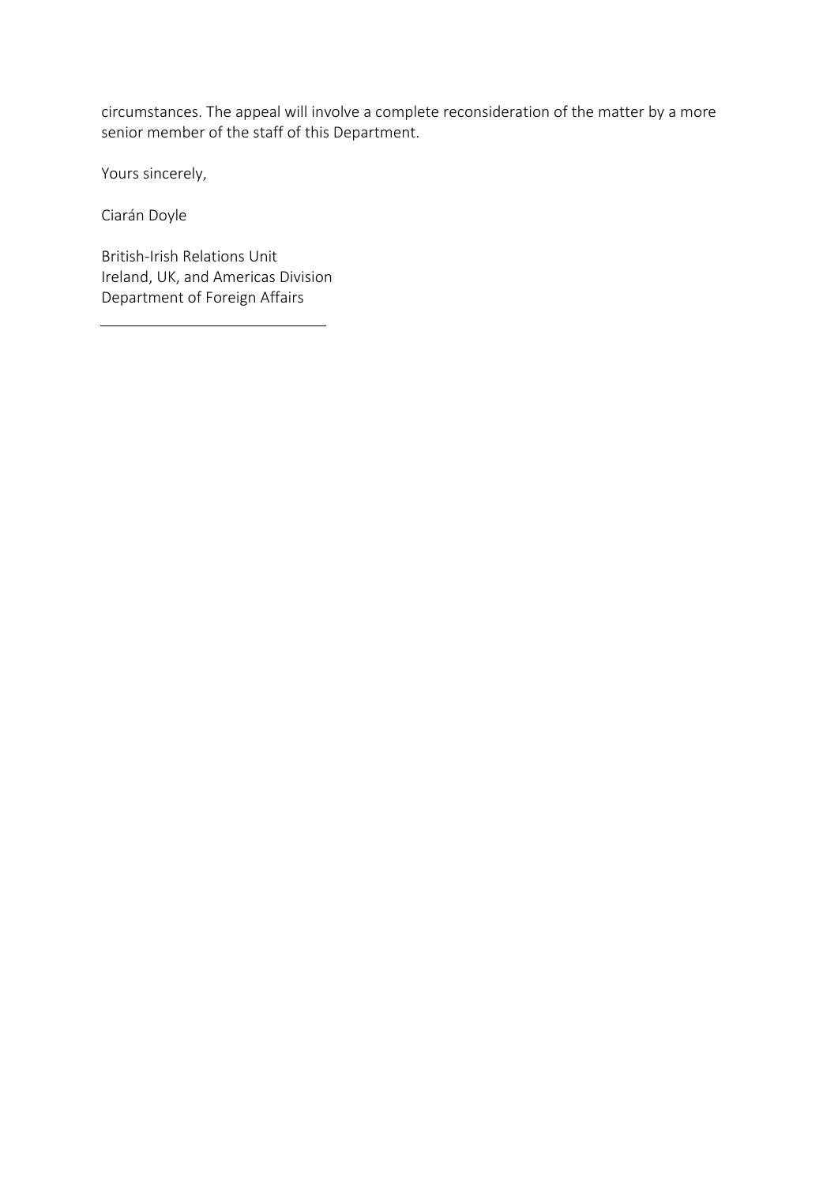circumstances. The appeal will involve a complete reconsideration of the matter by a more senior member of the staff of this Department.

Yours sincerely,

Ciarán Doyle

British-Irish Relations Unit  
Ireland, UK, and Americas Division  
Department of Foreign Affairs